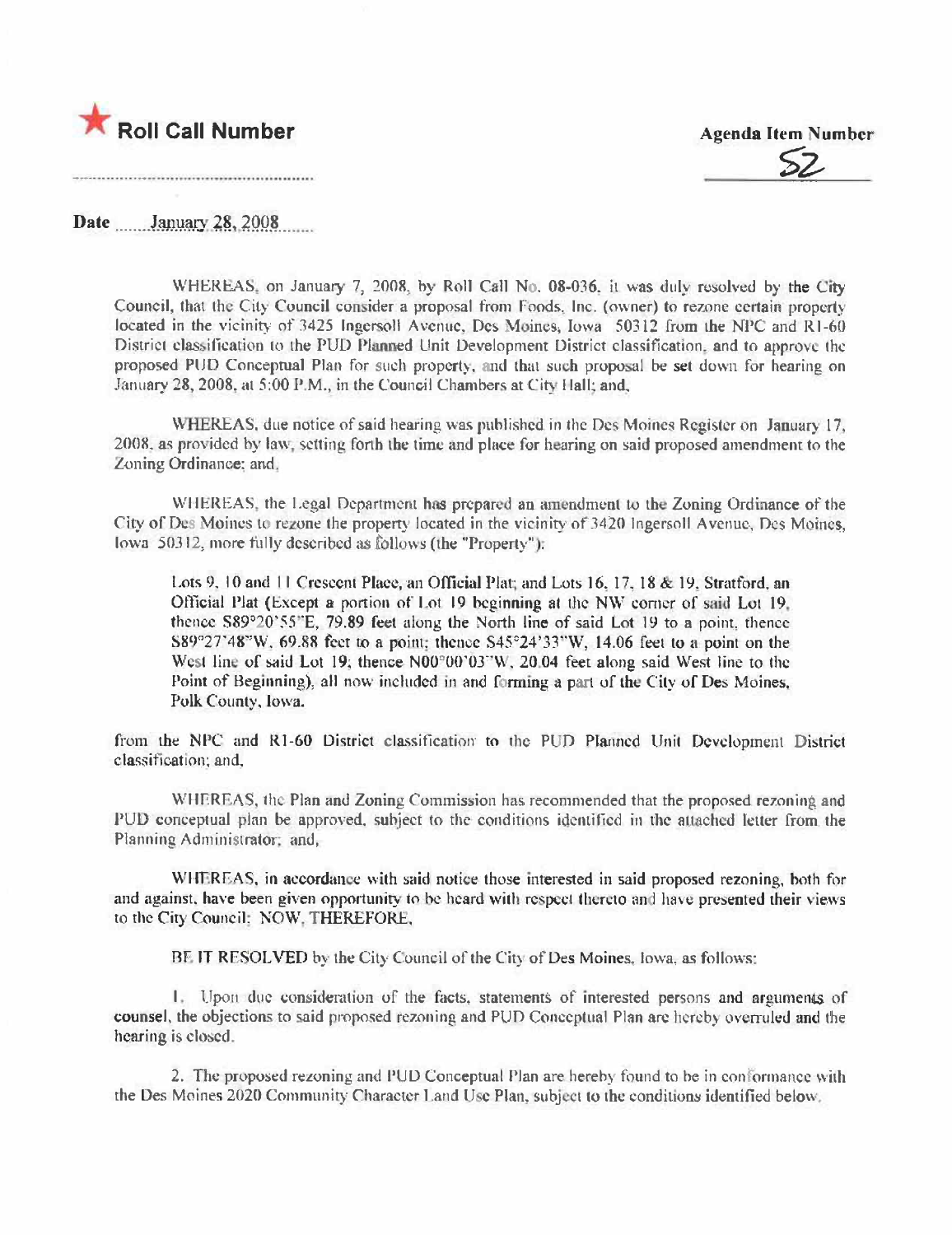★ **Roll Call Number**

**Agenda Item Number**

52

**Date** January 28, 2008

WHEREAS, on January 7, 2008, by Roll Call No. 08-036, it was duly resolved by the City Council, that the City Council consider a proposal from Foods, Inc. (owner) to rezone certain property located in the vicinity of 3425 Ingersoll Avenue, Des Moines, Iowa 50312 from the NPC and R1-60 District classification to the PUD Planned Unit Development District classification, and to approve the proposed PUD Conceptual Plan for such property, and that such proposal be set down for hearing on January 28, 2008, at 5:00 P.M., in the Council Chambers at City Hall; and,

WHEREAS, due notice of said hearing was published in the Des Moines Register on January 17, 2008, as provided by law, setting forth the time and place for hearing on said proposed amendment to the Zoning Ordinance; and,

WHEREAS, the Legal Department has prepared an amendment to the Zoning Ordinance of the City of Des Moines to rezone the property located in the vicinity of 3420 Ingersoll Avenue, Des Moines, Iowa 50312, more fully described as follows (the "Property"):

> Lots 9, 10 and 11 Crescent Place, an Official Plat; and Lots 16, 17, 18 & 19, Stratford, an Official Plat (Except a portion of Lot 19 beginning at the NW corner of said Lot 19, thence S89°20'55"E, 79.89 feet along the North line of said Lot 19 to a point, thence S89°27'48"W, 69.88 feet to a point; thence S45°24'33"W, 14.06 feet to a point on the West line of said Lot 19; thence N00°00'03"W, 20.04 feet along said West line to the Point of Beginning), all now included in and forming a part of the City of Des Moines, Polk County, Iowa.

from the NPC and R1-60 District classification to the PUD Planned Unit Development District classification; and,

WHEREAS, the Plan and Zoning Commission has recommended that the proposed rezoning and PUD conceptual plan be approved, subject to the conditions identified in the attached letter from the Planning Administrator; and,

WHEREAS, in accordance with said notice those interested in said proposed rezoning, both for and against, have been given opportunity to be heard with respect thereto and have presented their views to the City Council; NOW, THEREFORE,

BE IT RESOLVED by the City Council of the City of Des Moines, Iowa, as follows:

1. Upon due consideration of the facts, statements of interested persons and arguments of counsel, the objections to said proposed rezoning and PUD Conceptual Plan are hereby overruled and the hearing is closed.

2. The proposed rezoning and PUD Conceptual Plan are hereby found to be in conformance with the Des Moines 2020 Community Character Land Use Plan, subject to the conditions identified below.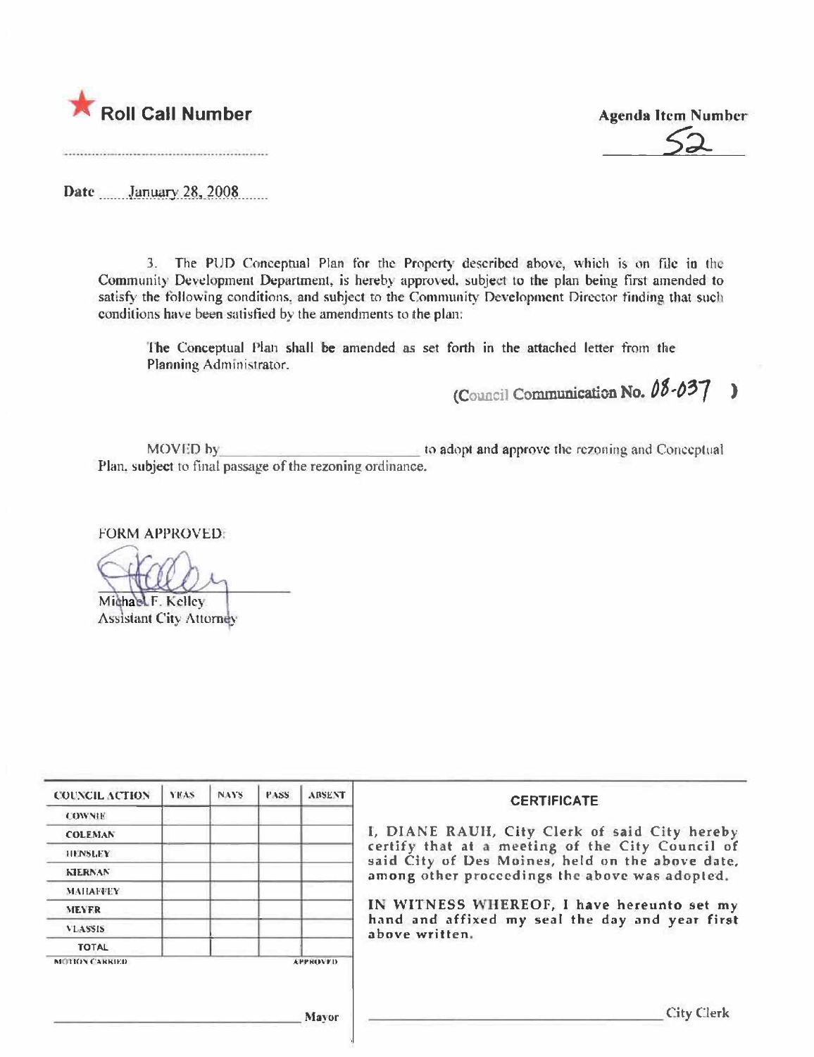★ **Roll Call Number**

**Agenda Item Number**

52

Date January 28, 2008

3. The PUD Conceptual Plan for the Property described above, which is on file in the Community Development Department, is hereby approved, subject to the plan being first amended to satisfy the following conditions, and subject to the Community Development Director finding that such conditions have been satisfied by the amendments to the plan:

The Conceptual Plan shall be amended as set forth in the attached letter from the Planning Administrator.

(Council Communication No. 08-037 )

MOVED by ________________________ to adopt and approve the rezoning and Conceptual Plan, subject to final passage of the rezoning ordinance.

FORM APPROVED:

Michael F. Kelley
Assistant City Attorney

| COUNCIL ACTION | YEAS | NAYS | PASS | ABSENT |
|---|---|---|---|---|
| COWNIE | | | | |
| COLEMAN | | | | |
| HENSLEY | | | | |
| KIERNAN | | | | |
| MAHAFFEY | | | | |
| MEYER | | | | |
| VLASSIS | | | | |
| TOTAL | | | | |

MOTION CARRIED APPROVED

________________________ Mayor

**CERTIFICATE**

I, DIANE RAUH, City Clerk of said City hereby certify that at a meeting of the City Council of said City of Des Moines, held on the above date, among other proceedings the above was adopted.

IN WITNESS WHEREOF, I have hereunto set my hand and affixed my seal the day and year first above written.

________________________ City Clerk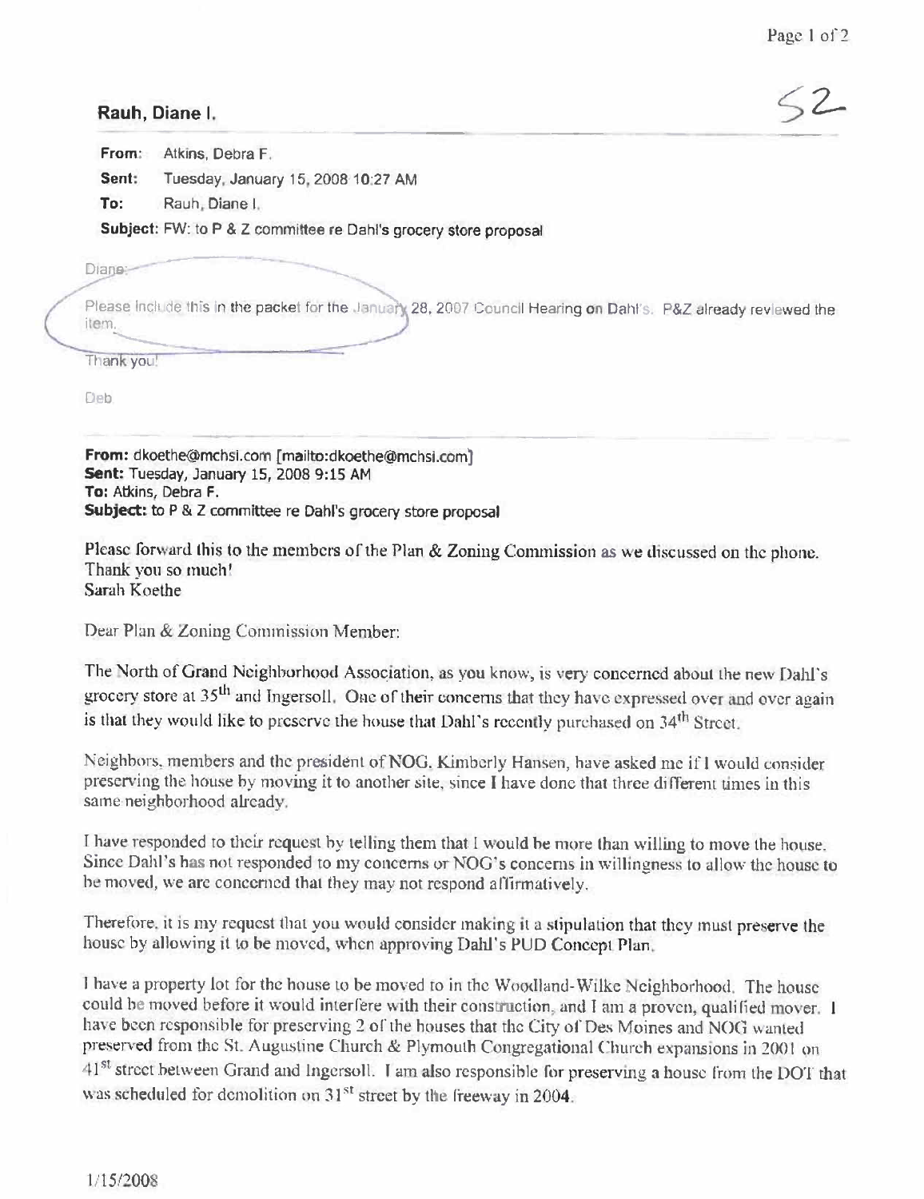**Rauh, Diane I.**

52

**From:** Atkins, Debra F.

**Sent:** Tuesday, January 15, 2008 10:27 AM

**To:** Rauh, Diane I.

**Subject:** FW: to P & Z committee re Dahl's grocery store proposal

Diane:

Please include this in the packet for the January 28, 2007 Council Hearing on Dahl's. P&Z already reviewed the item.

Thank you!

Deb

---

**From:** dkoethe@mchsi.com [mailto:dkoethe@mchsi.com]
**Sent:** Tuesday, January 15, 2008 9:15 AM
**To:** Atkins, Debra F.
**Subject:** to P & Z committee re Dahl's grocery store proposal

Please forward this to the members of the Plan & Zoning Commission as we discussed on the phone.
Thank you so much!
Sarah Koethe

Dear Plan & Zoning Commission Member:

The North of Grand Neighborhood Association, as you know, is very concerned about the new Dahl's grocery store at 35th and Ingersoll. One of their concerns that they have expressed over and over again is that they would like to preserve the house that Dahl's recently purchased on 34th Street.

Neighbors, members and the president of NOG, Kimberly Hansen, have asked me if I would consider preserving the house by moving it to another site, since I have done that three different times in this same neighborhood already.

I have responded to their request by telling them that I would be more than willing to move the house. Since Dahl's has not responded to my concerns or NOG's concerns in willingness to allow the house to be moved, we are concerned that they may not respond affirmatively.

Therefore, it is my request that you would consider making it a stipulation that they must preserve the house by allowing it to be moved, when approving Dahl's PUD Concept Plan.

I have a property lot for the house to be moved to in the Woodland-Wilke Neighborhood. The house could be moved before it would interfere with their construction, and I am a proven, qualified mover. I have been responsible for preserving 2 of the houses that the City of Des Moines and NOG wanted preserved from the St. Augustine Church & Plymouth Congregational Church expansions in 2001 on 41st street between Grand and Ingersoll. I am also responsible for preserving a house from the DOT that was scheduled for demolition on 31st street by the freeway in 2004.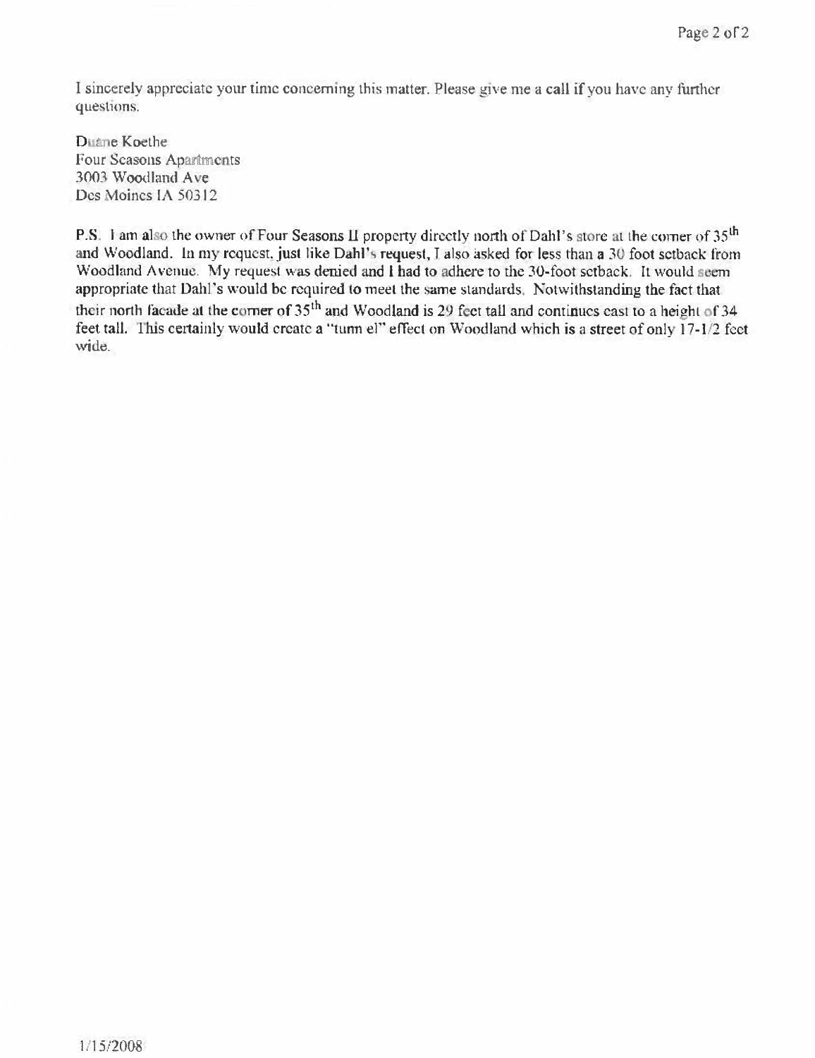I sincerely appreciate your time concerning this matter. Please give me a call if you have any further questions.

Duane Koethe
Four Seasons Apartments
3003 Woodland Ave
Des Moines IA 50312

**P.S.** I am also the owner of Four Seasons II property directly north of Dahl's store at the corner of 35th and Woodland. In my request, just like Dahl's request, I also asked for less than a 30 foot setback from Woodland Avenue. My request was denied and I had to adhere to the 30-foot setback. It would seem appropriate that Dahl's would be required to meet the same standards. Notwithstanding the fact that their north facade at the corner of 35th and Woodland is 29 feet tall and continues east to a height of 34 feet tall. This certainly would create a "tunn el" effect on Woodland which is a street of only 17-1/2 feet wide.

1/15/2008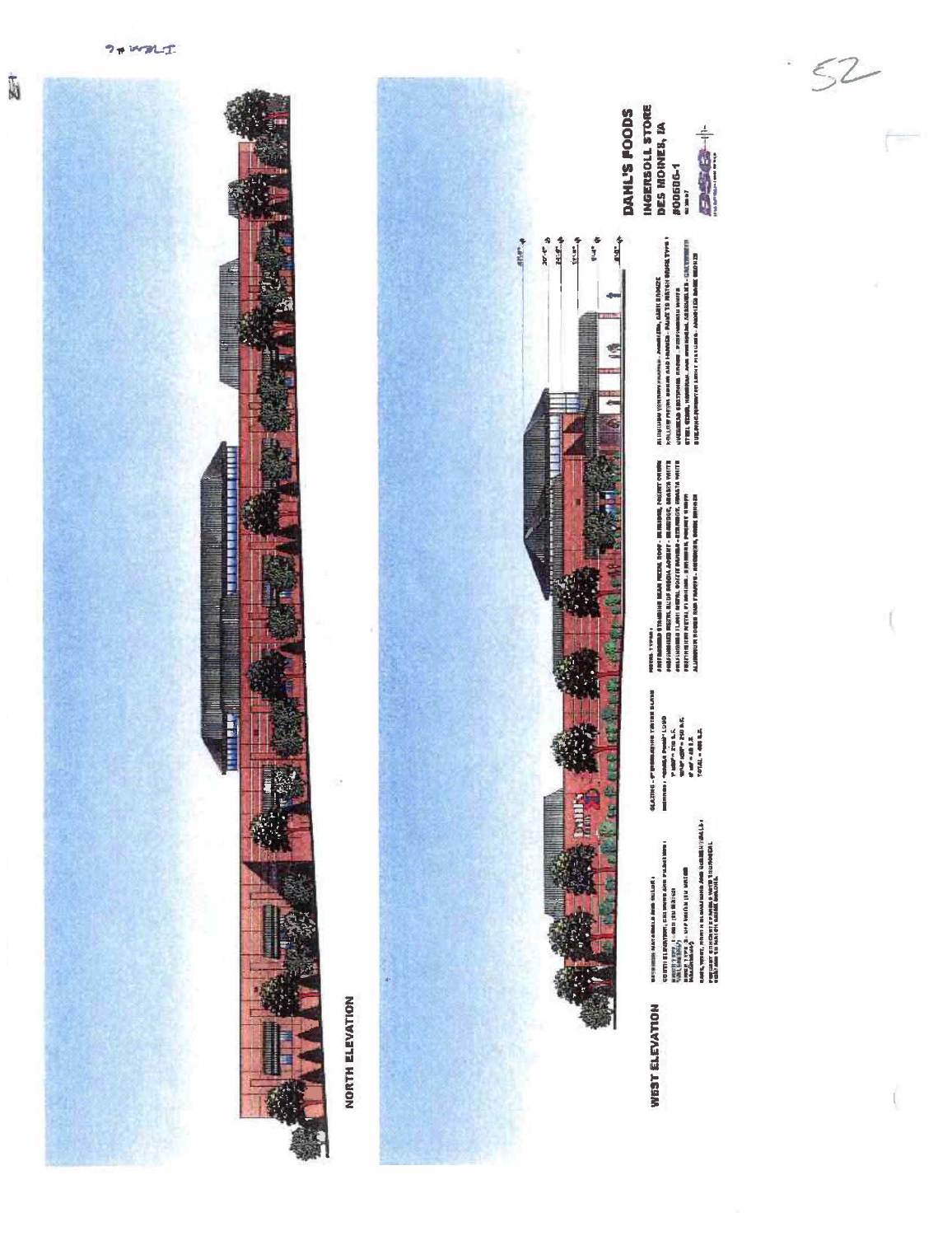NORTH ELEVATION

WEST ELEVATION

DAHL'S FOODS

INGERSOLL STORE

DES MOINES, IA

#00606-1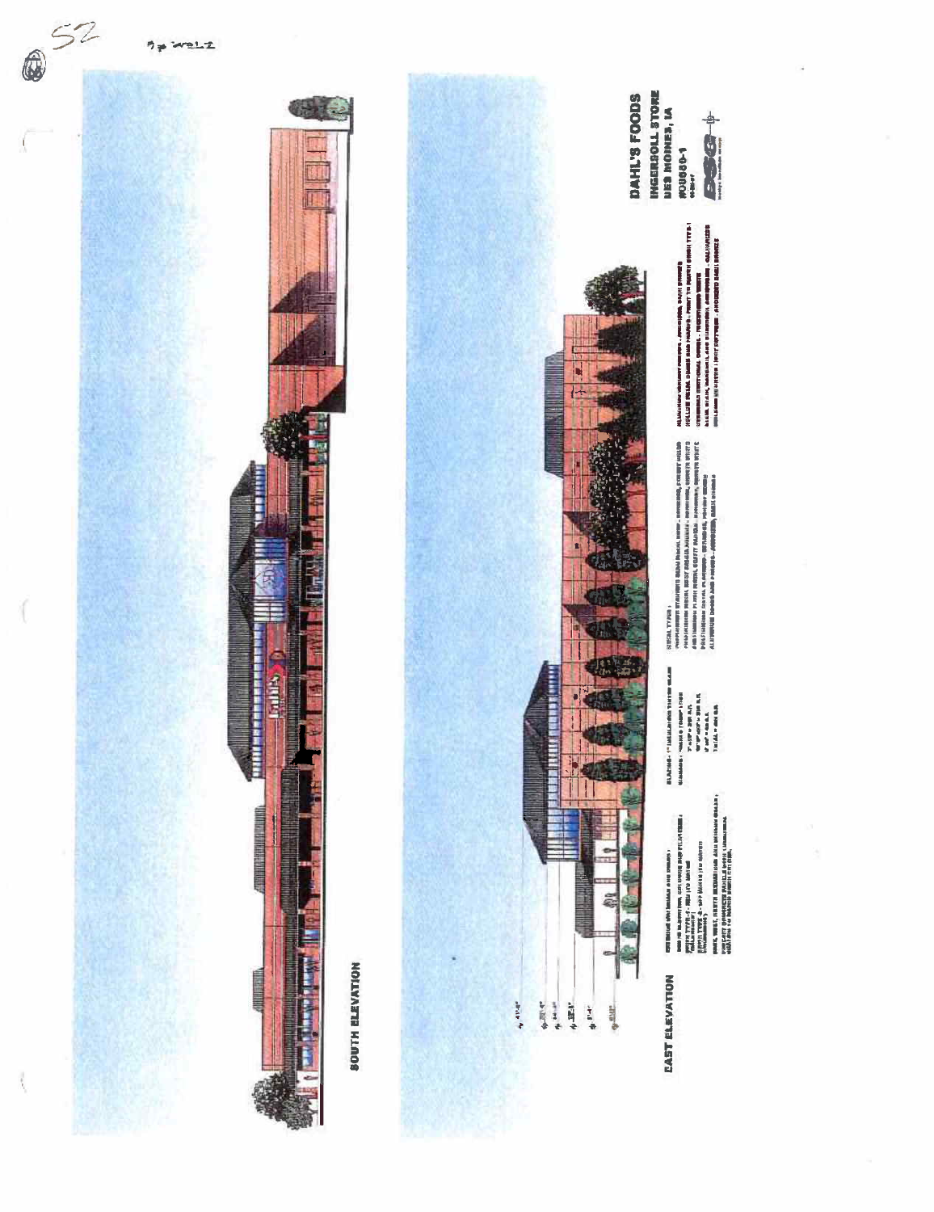52

# DAHL'S FOODS

INGERSOLL STORE
DES MOINES, IA
#00880-1

SOUTH ELEVATION

EAST ELEVATION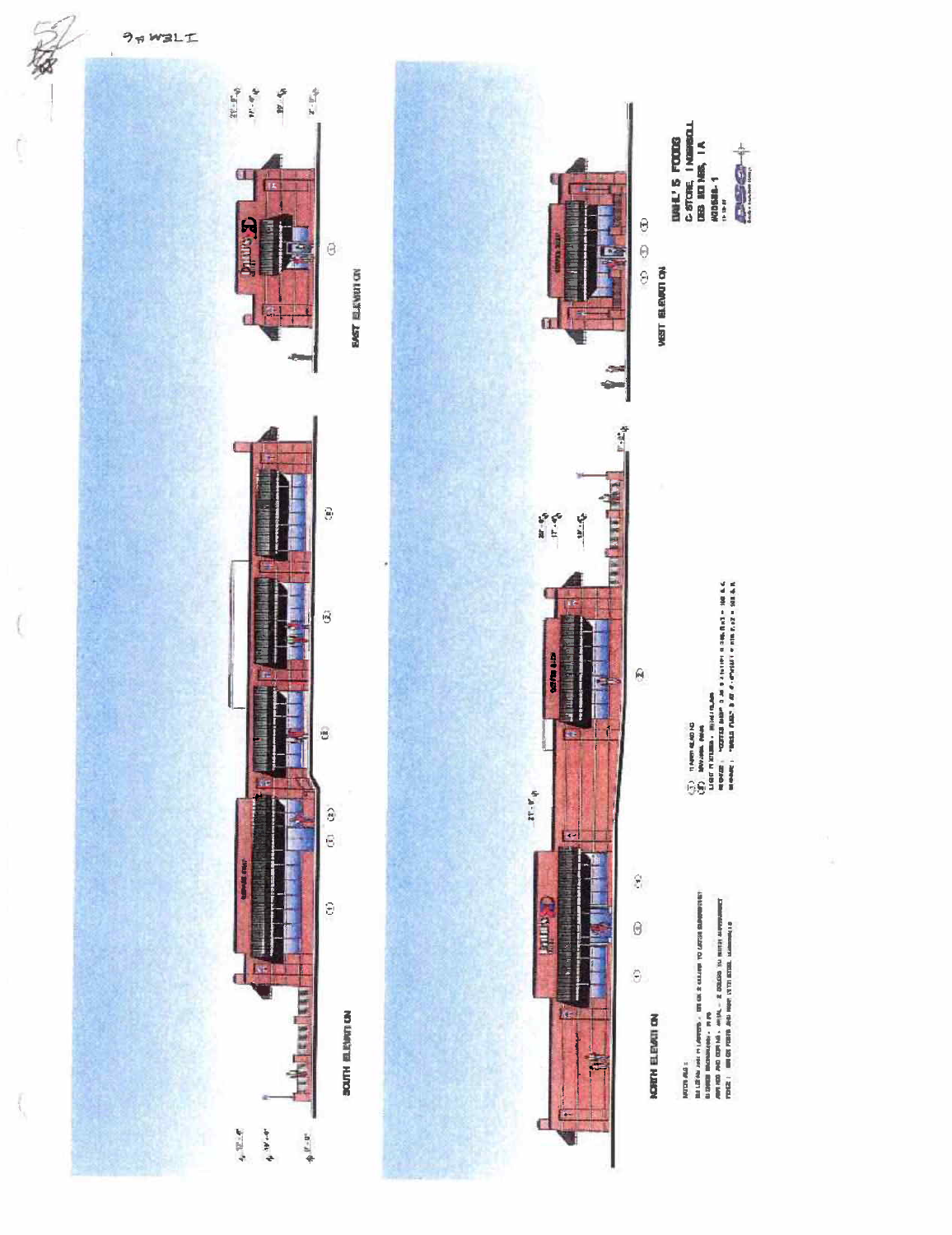# SOUTH ELEVATION

# EAST ELEVATION

# NORTH ELEVATION

# WEST ELEVATION

DAHL'S FOODS
C STORE, INGERSOLL
DES MOINES, IA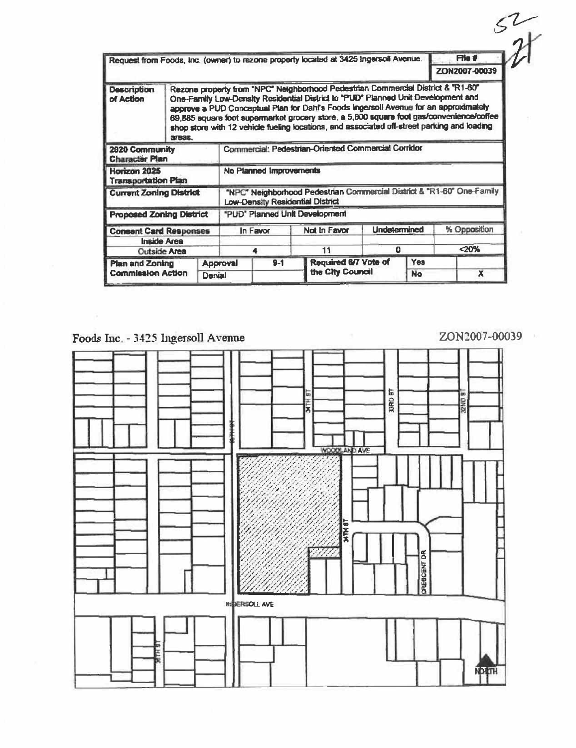52

21

| Request from Foods, Inc. (owner) to rezone property located at 3425 Ingersoll Avenue. | | | | | | File # ZON2007-00039 |
|---|---|---|---|---|---|---|
| **Description of Action** | Rezone property from "NPC" Neighborhood Pedestrian Commercial District & "R1-60" One-Family Low-Density Residential District to "PUD" Planned Unit Development and approve a PUD Conceptual Plan for Dahl's Foods Ingersoll Avenue for an approximately 69,885 square foot supermarket grocery store, a 5,600 square foot gas/convenience/coffee shop store with 12 vehicle fueling locations, and associated off-street parking and loading areas. | | | | | |
| **2020 Community Character Plan** | Commercial: Pedestrian-Oriented Commercial Corridor | | | | | |
| **Horizon 2025 Transportation Plan** | No Planned Improvements | | | | | |
| **Current Zoning District** | "NPC" Neighborhood Pedestrian Commercial District & "R1-60" One-Family Low-Density Residential District | | | | | |
| **Proposed Zoning District** | "PUD" Planned Unit Development | | | | | |
| **Consent Card Responses** | In Favor | | Not In Favor | Undetermined | | % Opposition |
| Inside Area | | | | | | |
| Outside Area | 4 | | 11 | 0 | | <20% |
| **Plan and Zoning Commission Action** | Approval | 9-1 | Required 6/7 Vote of the City Council | Yes | | |
| | Denial | | | No | | X |

Foods Inc. - 3425 Ingersoll Avenue

ZON2007-00039

34TH ST

33RD ST

32ND ST

35TH ST

WOODLAND AVE

34TH ST

CRESCENT DR

INGERSOLL AVE

36TH ST

NORTH